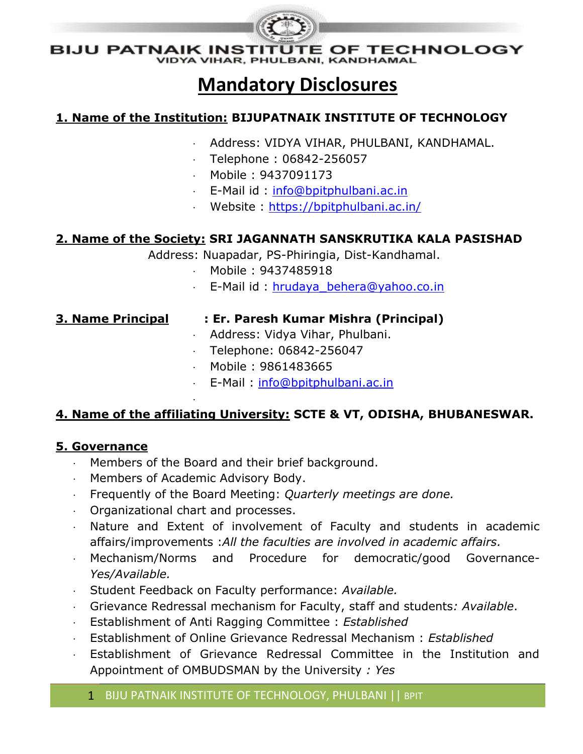BIJU PATNAIK INSTITUTE OF TECHNOLOGY

VIDYA VIHAR, PHULBANI, KANDHAMAL

# Mandatory Disclosures

**1. Name of the Institution: BIJUPATNAIK INSTITUTE OF TECHNOLOGY**

- Address: VIDYA VIHAR, PHULBANI, KANDHAMAL.
- Telephone : 06842-256057
- Mobile : 9437091173
- E-Mail id : info@bpitphulbani.ac.in
- Website : https://bpitphulbani.ac.in/

**2. Name of the Society: SRI JAGANNATH SANSKRUTIKA KALA PASISHAD**

Address: Nuapadar, PS-Phiringia, Dist-Kandhamal.

- Mobile : 9437485918
- E-Mail id : hrudaya_behera@yahoo.co.in

**3. Name Principal : Er. Paresh Kumar Mishra (Principal)**

- Address: Vidya Vihar, Phulbani.
- Telephone: 06842-256047
- Mobile : 9861483665
- E-Mail : info@bpitphulbani.ac.in

**4. Name of the affiliating University: SCTE & VT, ODISHA, BHUBANESWAR.**

**5. Governance**

- Members of the Board and their brief background.
- Members of Academic Advisory Body.
- Frequently of the Board Meeting: *Quarterly meetings are done.*
- Organizational chart and processes.
- Nature and Extent of involvement of Faculty and students in academic affairs/improvements :*All the faculties are involved in academic affairs.*
- Mechanism/Norms and Procedure for democratic/good Governance- *Yes/Available.*
- Student Feedback on Faculty performance: *Available.*
- Grievance Redressal mechanism for Faculty, staff and students*: Available*.
- Establishment of Anti Ragging Committee : *Established*
- Establishment of Online Grievance Redressal Mechanism : *Established*
- Establishment of Grievance Redressal Committee in the Institution and Appointment of OMBUDSMAN by the University *: Yes*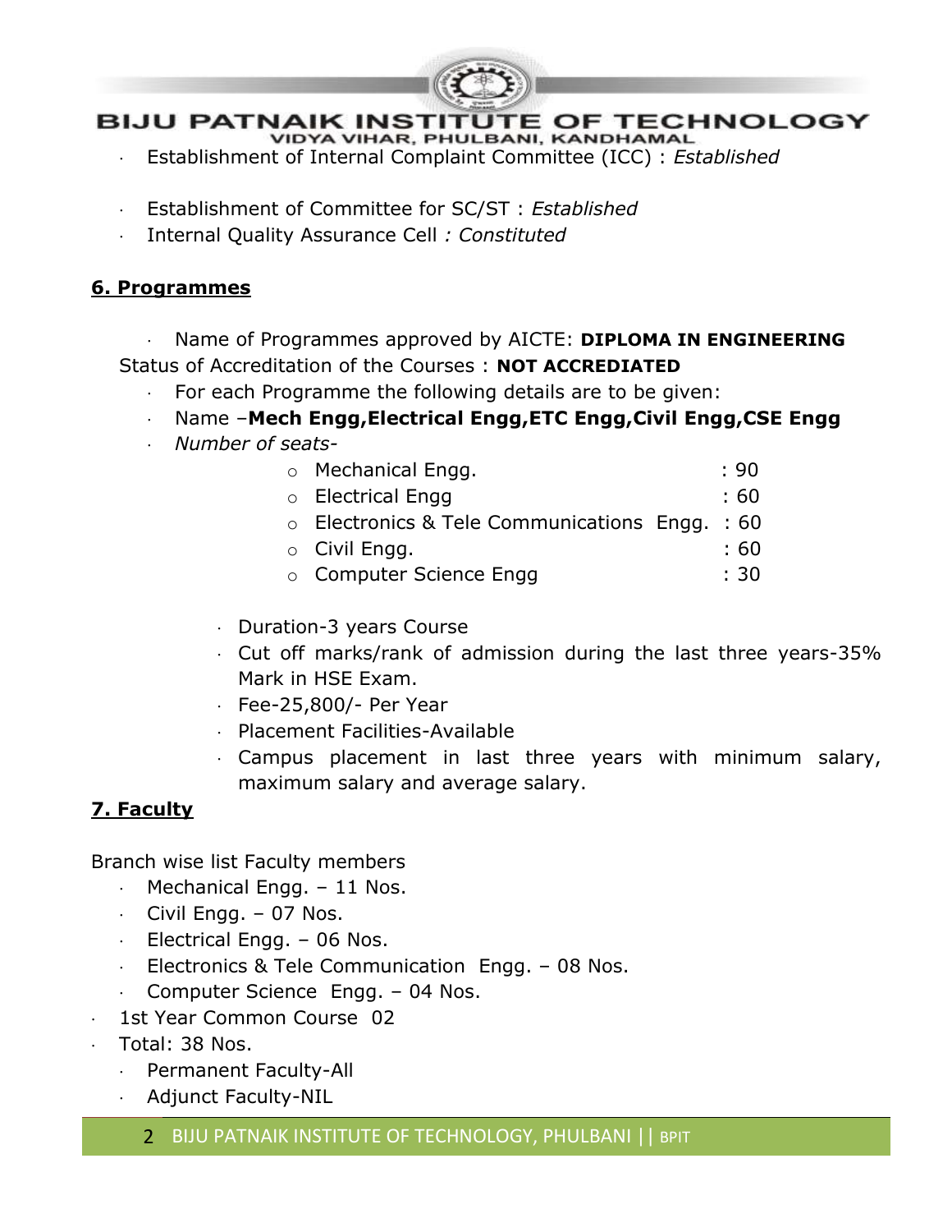- Establishment of Internal Complaint Committee (ICC) : *Established*
- Establishment of Committee for SC/ST : *Established*
- Internal Quality Assurance Cell *: Constituted*

## 6. Programmes

- Name of Programmes approved by AICTE: **DIPLOMA IN ENGINEERING**

Status of Accreditation of the Courses : **NOT ACCREDIATED**

- For each Programme the following details are to be given:
- Name –**Mech Engg,Electrical Engg,ETC Engg,Civil Engg,CSE Engg**
- *Number of seats-*
  - Mechanical Engg. : 90
  - Electrical Engg : 60
  - Electronics & Tele Communications Engg. : 60
  - Civil Engg. : 60
  - Computer Science Engg : 30

  - Duration-3 years Course
  - Cut off marks/rank of admission during the last three years-35% Mark in HSE Exam.
  - Fee-25,800/- Per Year
  - Placement Facilities-Available
  - Campus placement in last three years with minimum salary, maximum salary and average salary.

## 7. Faculty

Branch wise list Faculty members

- Mechanical Engg. – 11 Nos.
- Civil Engg. – 07 Nos.
- Electrical Engg. – 06 Nos.
- Electronics & Tele Communication Engg. – 08 Nos.
- Computer Science Engg. – 04 Nos.
- 1st Year Common Course 02
- Total: 38 Nos.
  - Permanent Faculty-All
  - Adjunct Faculty-NIL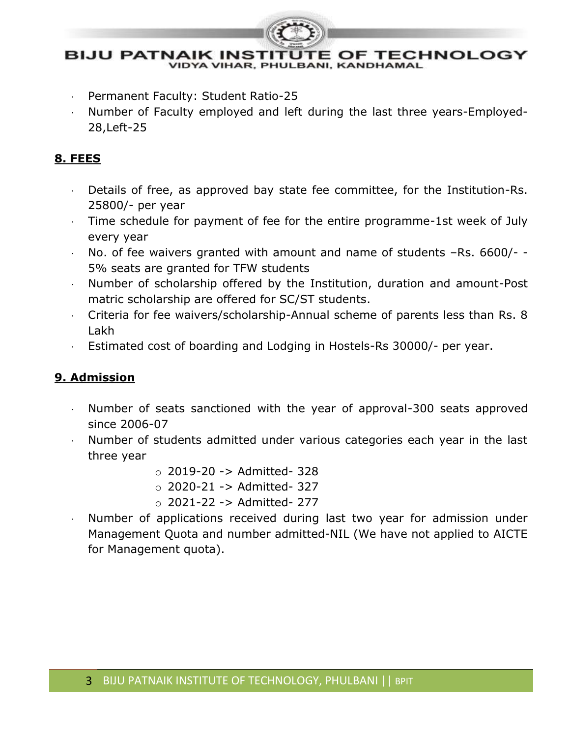- Permanent Faculty: Student Ratio-25
- Number of Faculty employed and left during the last three years-Employed-28,Left-25

## 8. FEES

- Details of free, as approved bay state fee committee, for the Institution-Rs. 25800/- per year
- Time schedule for payment of fee for the entire programme-1st week of July every year
- No. of fee waivers granted with amount and name of students –Rs. 6600/- -5% seats are granted for TFW students
- Number of scholarship offered by the Institution, duration and amount-Post matric scholarship are offered for SC/ST students.
- Criteria for fee waivers/scholarship-Annual scheme of parents less than Rs. 8 Lakh
- Estimated cost of boarding and Lodging in Hostels-Rs 30000/- per year.

## 9. Admission

- Number of seats sanctioned with the year of approval-300 seats approved since 2006-07
- Number of students admitted under various categories each year in the last three year
    - 2019-20 -> Admitted- 328
    - 2020-21 -> Admitted- 327
    - 2021-22 -> Admitted- 277
- Number of applications received during last two year for admission under Management Quota and number admitted-NIL (We have not applied to AICTE for Management quota).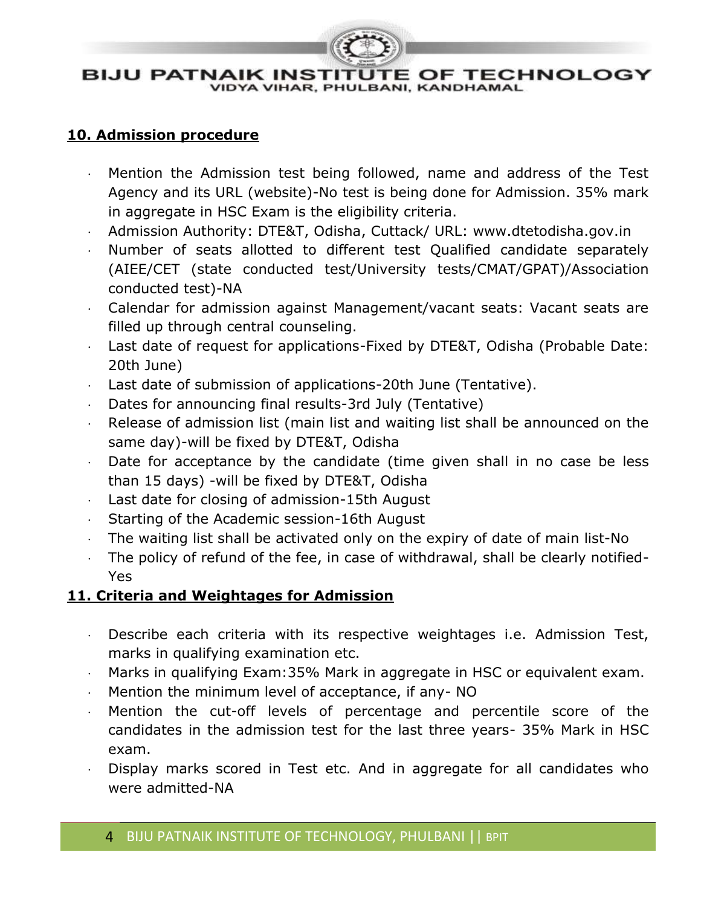## 10. Admission procedure

- Mention the Admission test being followed, name and address of the Test Agency and its URL (website)-No test is being done for Admission. 35% mark in aggregate in HSC Exam is the eligibility criteria.
- Admission Authority: DTE&T, Odisha, Cuttack/ URL: www.dtetodisha.gov.in
- Number of seats allotted to different test Qualified candidate separately (AIEE/CET (state conducted test/University tests/CMAT/GPAT)/Association conducted test)-NA
- Calendar for admission against Management/vacant seats: Vacant seats are filled up through central counseling.
- Last date of request for applications-Fixed by DTE&T, Odisha (Probable Date: 20th June)
- Last date of submission of applications-20th June (Tentative).
- Dates for announcing final results-3rd July (Tentative)
- Release of admission list (main list and waiting list shall be announced on the same day)-will be fixed by DTE&T, Odisha
- Date for acceptance by the candidate (time given shall in no case be less than 15 days) -will be fixed by DTE&T, Odisha
- Last date for closing of admission-15th August
- Starting of the Academic session-16th August
- The waiting list shall be activated only on the expiry of date of main list-No
- The policy of refund of the fee, in case of withdrawal, shall be clearly notified-Yes

## 11. Criteria and Weightages for Admission

- Describe each criteria with its respective weightages i.e. Admission Test, marks in qualifying examination etc.
- Marks in qualifying Exam:35% Mark in aggregate in HSC or equivalent exam.
- Mention the minimum level of acceptance, if any- NO
- Mention the cut-off levels of percentage and percentile score of the candidates in the admission test for the last three years- 35% Mark in HSC exam.
- Display marks scored in Test etc. And in aggregate for all candidates who were admitted-NA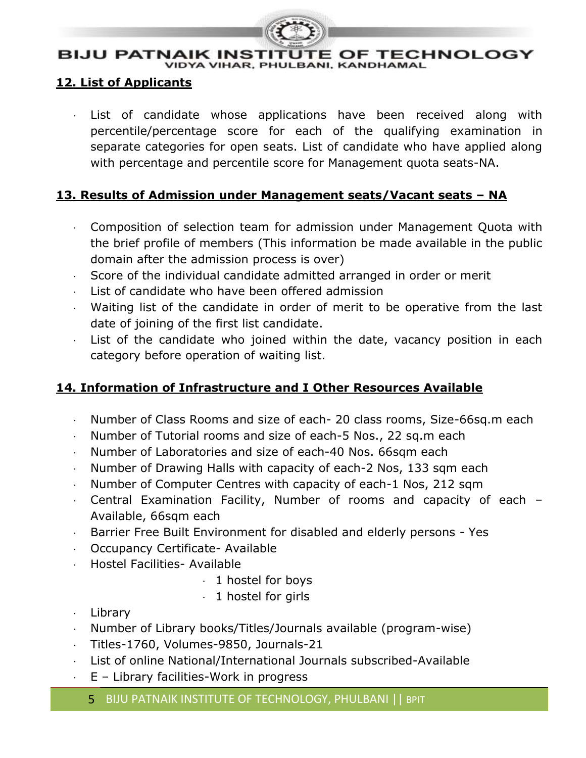## 12. List of Applicants

- List of candidate whose applications have been received along with percentile/percentage score for each of the qualifying examination in separate categories for open seats. List of candidate who have applied along with percentage and percentile score for Management quota seats-NA.

## 13. Results of Admission under Management seats/Vacant seats – NA

- Composition of selection team for admission under Management Quota with the brief profile of members (This information be made available in the public domain after the admission process is over)
- Score of the individual candidate admitted arranged in order or merit
- List of candidate who have been offered admission
- Waiting list of the candidate in order of merit to be operative from the last date of joining of the first list candidate.
- List of the candidate who joined within the date, vacancy position in each category before operation of waiting list.

## 14. Information of Infrastructure and I Other Resources Available

- Number of Class Rooms and size of each- 20 class rooms, Size-66sq.m each
- Number of Tutorial rooms and size of each-5 Nos., 22 sq.m each
- Number of Laboratories and size of each-40 Nos. 66sqm each
- Number of Drawing Halls with capacity of each-2 Nos, 133 sqm each
- Number of Computer Centres with capacity of each-1 Nos, 212 sqm
- Central Examination Facility, Number of rooms and capacity of each – Available, 66sqm each
- Barrier Free Built Environment for disabled and elderly persons - Yes
- Occupancy Certificate- Available
- Hostel Facilities- Available
  - 1 hostel for boys
  - 1 hostel for girls
- Library
- Number of Library books/Titles/Journals available (program-wise)
- Titles-1760, Volumes-9850, Journals-21
- List of online National/International Journals subscribed-Available
- E – Library facilities-Work in progress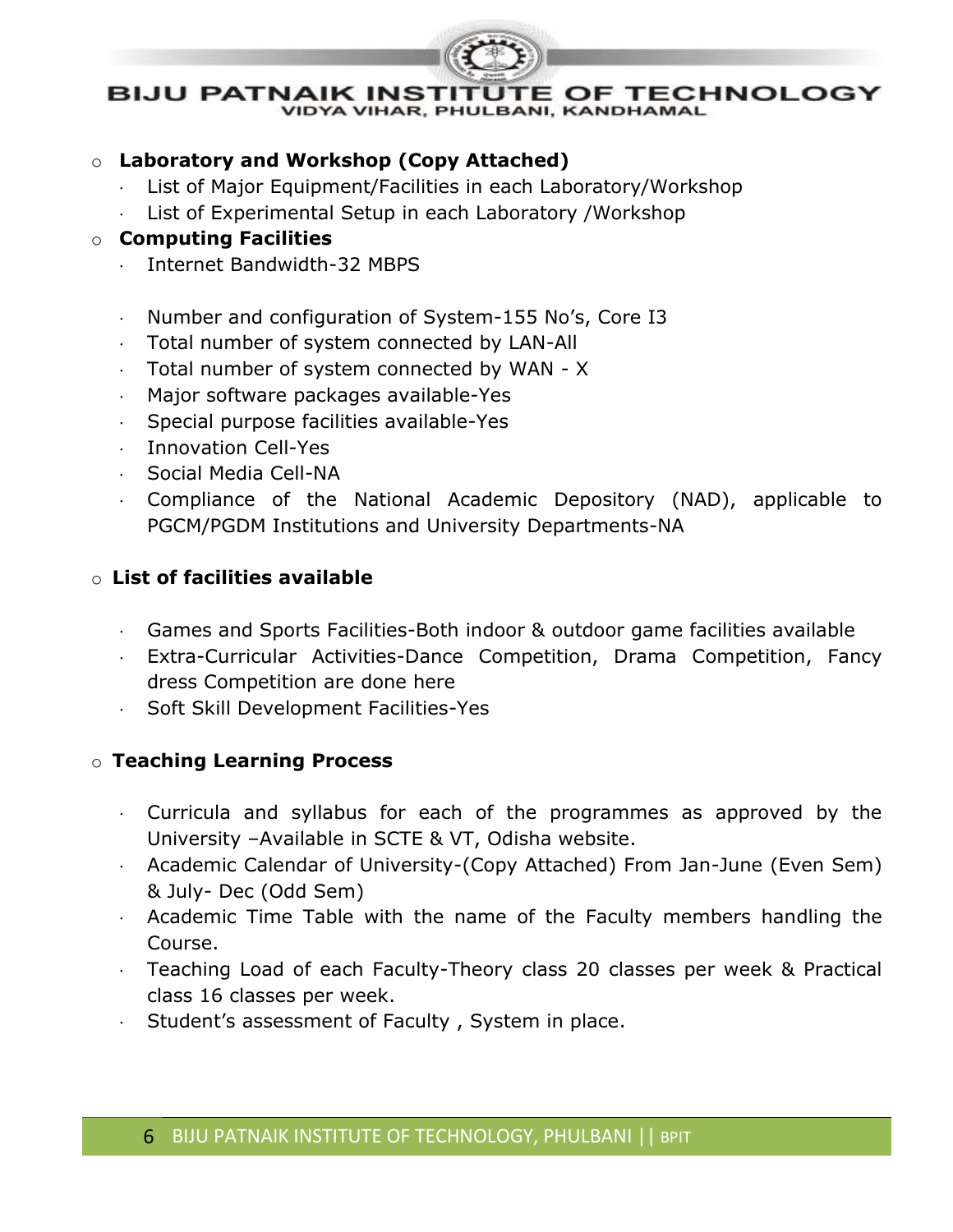- **Laboratory and Workshop (Copy Attached)**
  - List of Major Equipment/Facilities in each Laboratory/Workshop
  - List of Experimental Setup in each Laboratory /Workshop
- **Computing Facilities**
  - Internet Bandwidth-32 MBPS
  - Number and configuration of System-155 No's, Core I3
  - Total number of system connected by LAN-All
  - Total number of system connected by WAN - X
  - Major software packages available-Yes
  - Special purpose facilities available-Yes
  - Innovation Cell-Yes
  - Social Media Cell-NA
  - Compliance of the National Academic Depository (NAD), applicable to PGCM/PGDM Institutions and University Departments-NA
- **List of facilities available**
  - Games and Sports Facilities-Both indoor & outdoor game facilities available
  - Extra-Curricular Activities-Dance Competition, Drama Competition, Fancy dress Competition are done here
  - Soft Skill Development Facilities-Yes
- **Teaching Learning Process**
  - Curricula and syllabus for each of the programmes as approved by the University –Available in SCTE & VT, Odisha website.
  - Academic Calendar of University-(Copy Attached) From Jan-June (Even Sem) & July- Dec (Odd Sem)
  - Academic Time Table with the name of the Faculty members handling the Course.
  - Teaching Load of each Faculty-Theory class 20 classes per week & Practical class 16 classes per week.
  - Student's assessment of Faculty , System in place.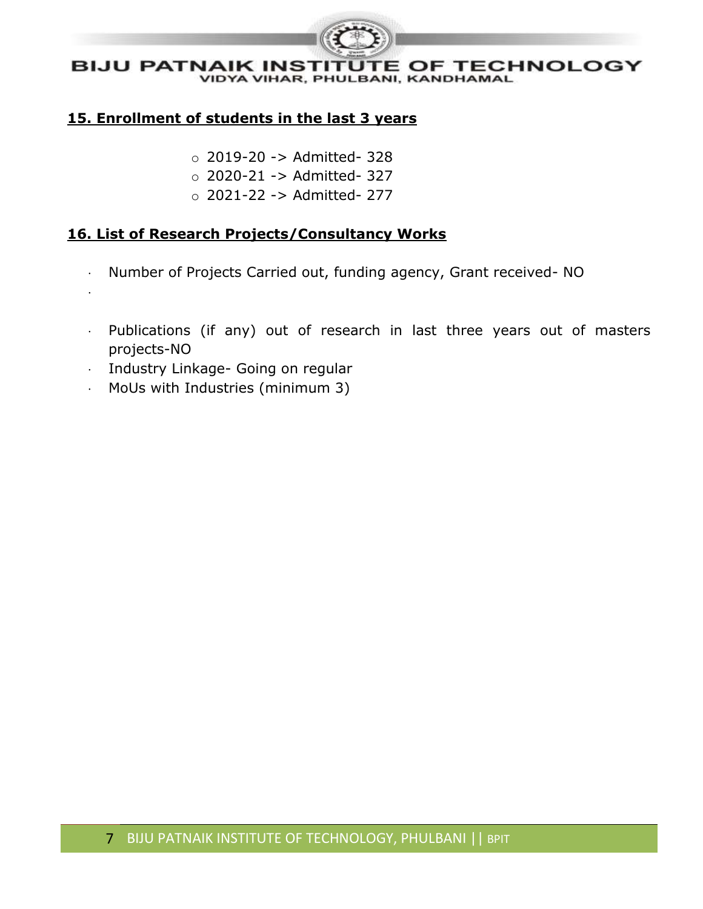## 15. Enrollment of students in the last 3 years

- 2019-20 -> Admitted- 328
- 2020-21 -> Admitted- 327
- 2021-22 -> Admitted- 277

## 16. List of Research Projects/Consultancy Works

- Number of Projects Carried out, funding agency, Grant received- NO
- Publications (if any) out of research in last three years out of masters projects-NO
- Industry Linkage- Going on regular
- MoUs with Industries (minimum 3)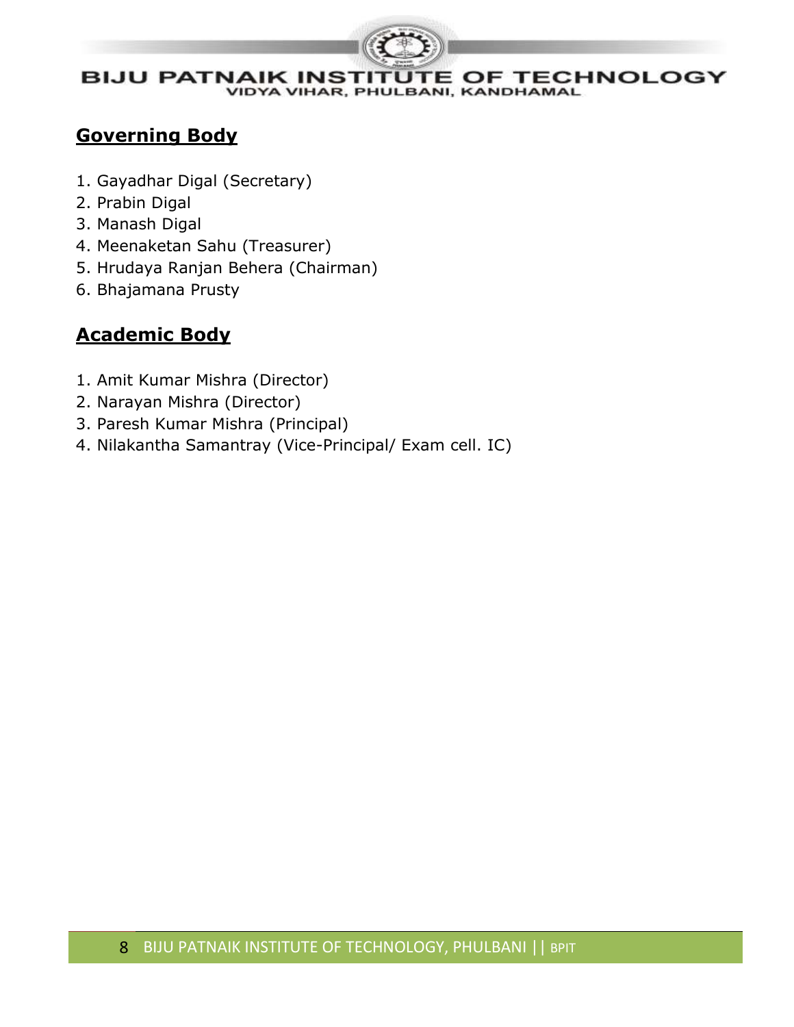## Governing Body

1. Gayadhar Digal (Secretary)
2. Prabin Digal
3. Manash Digal
4. Meenaketan Sahu (Treasurer)
5. Hrudaya Ranjan Behera (Chairman)
6. Bhajamana Prusty

## Academic Body

1. Amit Kumar Mishra (Director)
2. Narayan Mishra (Director)
3. Paresh Kumar Mishra (Principal)
4. Nilakantha Samantray (Vice-Principal/ Exam cell. IC)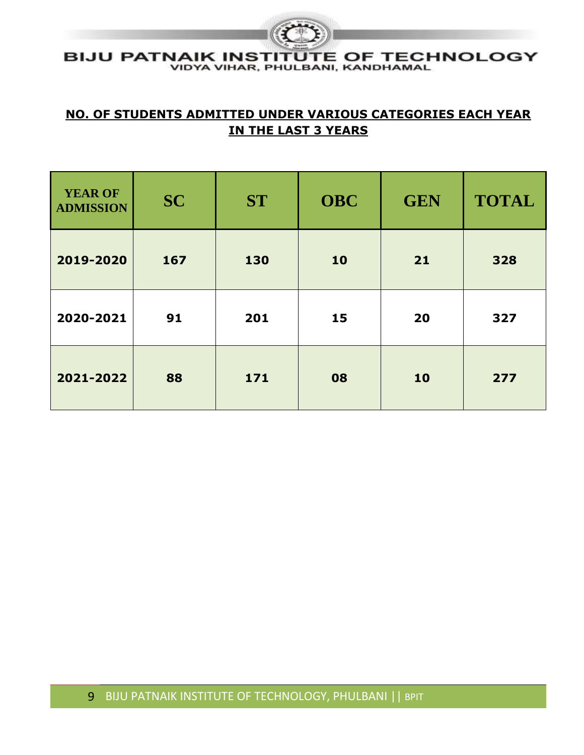## NO. OF STUDENTS ADMITTED UNDER VARIOUS CATEGORIES EACH YEAR IN THE LAST 3 YEARS

| YEAR OF ADMISSION | SC | ST | OBC | GEN | TOTAL |
|---|---|---|---|---|---|
| 2019-2020 | 167 | 130 | 10 | 21 | 328 |
| 2020-2021 | 91 | 201 | 15 | 20 | 327 |
| 2021-2022 | 88 | 171 | 08 | 10 | 277 |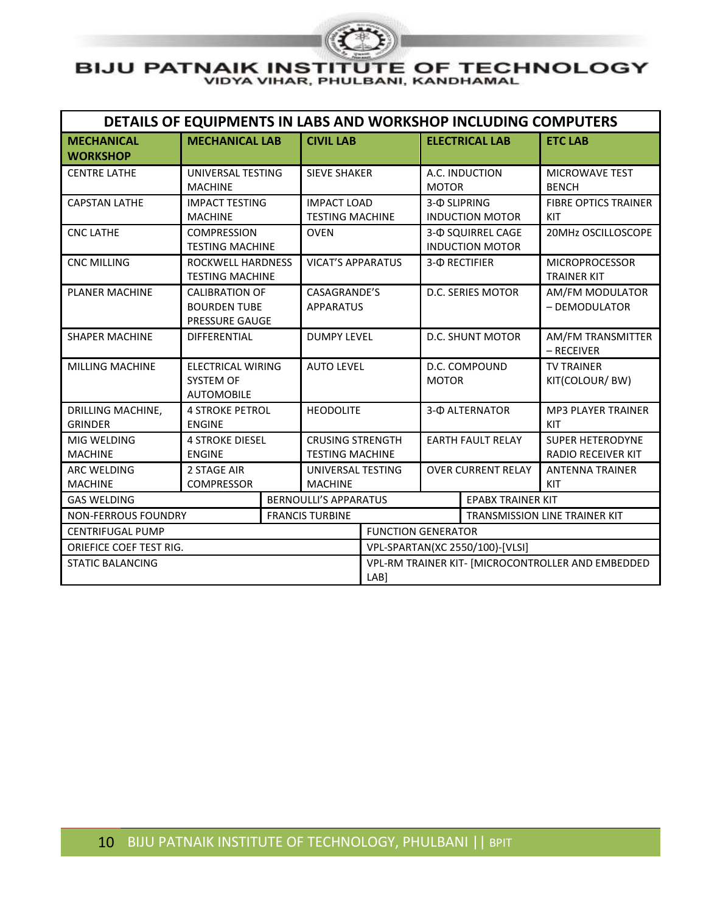# BIJU PATNAIK INSTITUTE OF TECHNOLOGY
VIDYA VIHAR, PHULBANI, KANDHAMAL

| DETAILS OF EQUIPMENTS IN LABS AND WORKSHOP INCLUDING COMPUTERS | | | | |
|---|---|---|---|---|
| **MECHANICAL WORKSHOP** | **MECHANICAL LAB** | **CIVIL LAB** | **ELECTRICAL LAB** | **ETC LAB** |
| CENTRE LATHE | UNIVERSAL TESTING MACHINE | SIEVE SHAKER | A.C. INDUCTION MOTOR | MICROWAVE TEST BENCH |
| CAPSTAN LATHE | IMPACT TESTING MACHINE | IMPACT LOAD TESTING MACHINE | 3-Φ SLIPRING INDUCTION MOTOR | FIBRE OPTICS TRAINER KIT |
| CNC LATHE | COMPRESSION TESTING MACHINE | OVEN | 3-Φ SQUIRREL CAGE INDUCTION MOTOR | 20MHz OSCILLOSCOPE |
| CNC MILLING | ROCKWELL HARDNESS TESTING MACHINE | VICAT'S APPARATUS | 3-Φ RECTIFIER | MICROPROCESSOR TRAINER KIT |
| PLANER MACHINE | CALIBRATION OF BOURDEN TUBE PRESSURE GAUGE | CASAGRANDE'S APPARATUS | D.C. SERIES MOTOR | AM/FM MODULATOR – DEMODULATOR |
| SHAPER MACHINE | DIFFERENTIAL | DUMPY LEVEL | D.C. SHUNT MOTOR | AM/FM TRANSMITTER – RECEIVER |
| MILLING MACHINE | ELECTRICAL WIRING SYSTEM OF AUTOMOBILE | AUTO LEVEL | D.C. COMPOUND MOTOR | TV TRAINER KIT(COLOUR/ BW) |
| DRILLING MACHINE, GRINDER | 4 STROKE PETROL ENGINE | HEODOLITE | 3-Φ ALTERNATOR | MP3 PLAYER TRAINER KIT |
| MIG WELDING MACHINE | 4 STROKE DIESEL ENGINE | CRUSING STRENGTH TESTING MACHINE | EARTH FAULT RELAY | SUPER HETERODYNE RADIO RECEIVER KIT |
| ARC WELDING MACHINE | 2 STAGE AIR COMPRESSOR | UNIVERSAL TESTING MACHINE | OVER CURRENT RELAY | ANTENNA TRAINER KIT |
| GAS WELDING | BERNOULLI'S APPARATUS | | EPABX TRAINER KIT | |
| NON-FERROUS FOUNDRY | FRANCIS TURBINE | | TRANSMISSION LINE TRAINER KIT | |
| CENTRIFUGAL PUMP | | FUNCTION GENERATOR | | |
| ORIEFICE COEF TEST RIG. | | VPL-SPARTAN(XC 2550/100)-[VLSI] | | |
| STATIC BALANCING | | VPL-RM TRAINER KIT- [MICROCONTROLLER AND EMBEDDED LAB] | | |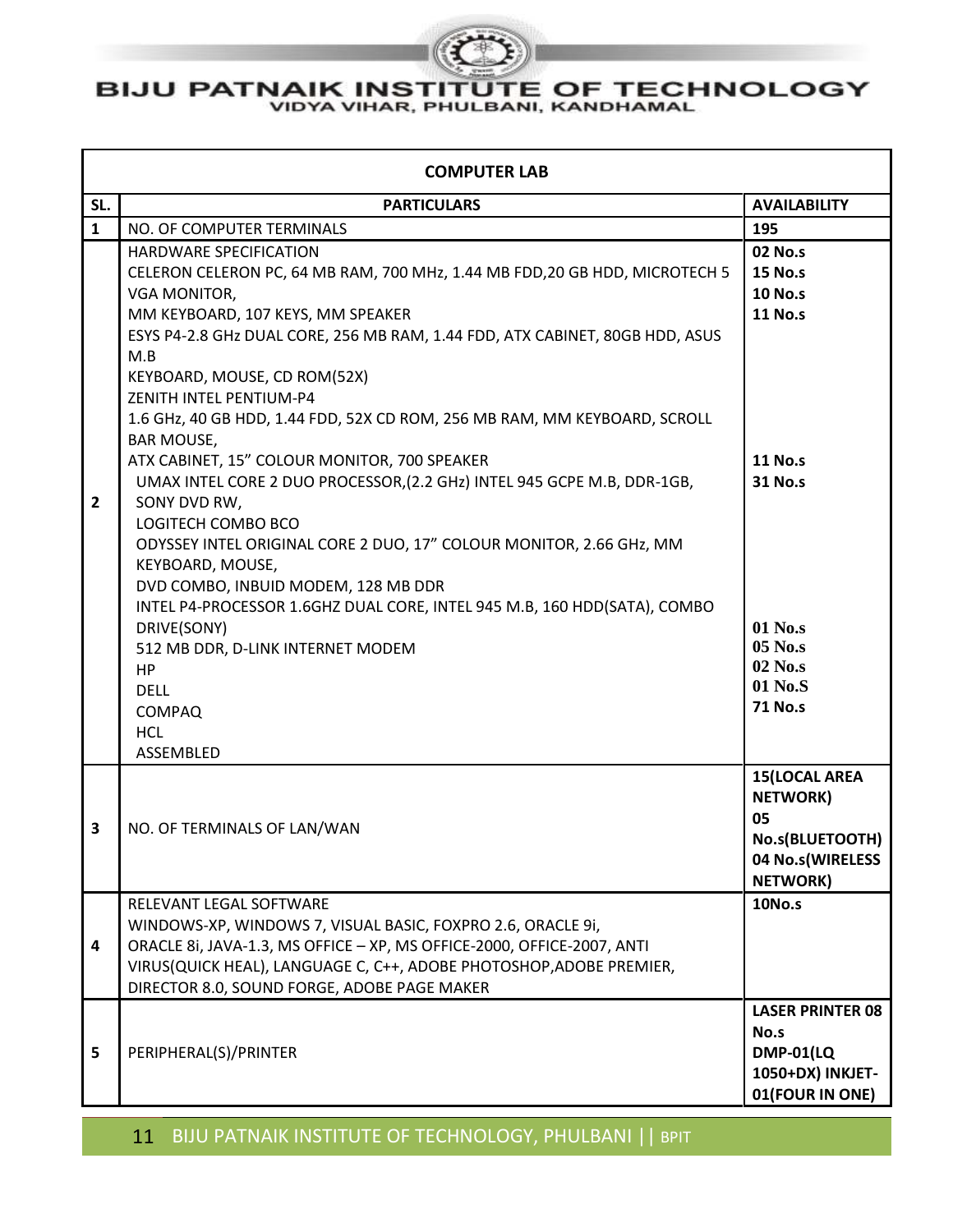# BIJU PATNAIK INSTITUTE OF TECHNOLOGY

VIDYA VIHAR, PHULBANI, KANDHAMAL

| COMPUTER LAB | | |
|---|---|---|
| **SL.** | **PARTICULARS** | **AVAILABILITY** |
| **1** | NO. OF COMPUTER TERMINALS | **195** |
| **2** | HARDWARE SPECIFICATION<br>CELERON CELERON PC, 64 MB RAM, 700 MHz, 1.44 MB FDD,20 GB HDD, MICROTECH 5 VGA MONITOR,<br>MM KEYBOARD, 107 KEYS, MM SPEAKER<br>ESYS P4-2.8 GHz DUAL CORE, 256 MB RAM, 1.44 FDD, ATX CABINET, 80GB HDD, ASUS M.B<br>KEYBOARD, MOUSE, CD ROM(52X)<br>ZENITH INTEL PENTIUM-P4<br>1.6 GHz, 40 GB HDD, 1.44 FDD, 52X CD ROM, 256 MB RAM, MM KEYBOARD, SCROLL BAR MOUSE,<br>ATX CABINET, 15" COLOUR MONITOR, 700 SPEAKER<br>UMAX INTEL CORE 2 DUO PROCESSOR,(2.2 GHz) INTEL 945 GCPE M.B, DDR-1GB, SONY DVD RW,<br>LOGITECH COMBO BCO<br>ODYSSEY INTEL ORIGINAL CORE 2 DUO, 17" COLOUR MONITOR, 2.66 GHz, MM KEYBOARD, MOUSE,<br>DVD COMBO, INBUID MODEM, 128 MB DDR<br>INTEL P4-PROCESSOR 1.6GHZ DUAL CORE, INTEL 945 M.B, 160 HDD(SATA), COMBO DRIVE(SONY)<br>512 MB DDR, D-LINK INTERNET MODEM<br>HP<br>DELL<br>COMPAQ<br>HCL<br>ASSEMBLED | **02 No.s**<br>**15 No.s**<br>**10 No.s**<br>**11 No.s**<br>**11 No.s**<br>**31 No.s**<br>**01 No.s**<br>**05 No.s**<br>**02 No.s**<br>**01 No.S**<br>**71 No.s** |
| **3** | NO. OF TERMINALS OF LAN/WAN | **15(LOCAL AREA NETWORK)**<br>**05 No.s(BLUETOOTH)**<br>**04 No.s(WIRELESS NETWORK)** |
| **4** | RELEVANT LEGAL SOFTWARE<br>WINDOWS-XP, WINDOWS 7, VISUAL BASIC, FOXPRO 2.6, ORACLE 9i, ORACLE 8i, JAVA-1.3, MS OFFICE – XP, MS OFFICE-2000, OFFICE-2007, ANTI VIRUS(QUICK HEAL), LANGUAGE C, C++, ADOBE PHOTOSHOP,ADOBE PREMIER, DIRECTOR 8.0, SOUND FORGE, ADOBE PAGE MAKER | **10No.s** |
| **5** | PERIPHERAL(S)/PRINTER | **LASER PRINTER 08 No.s**<br>**DMP-01(LQ 1050+DX) INKJET-01(FOUR IN ONE)** |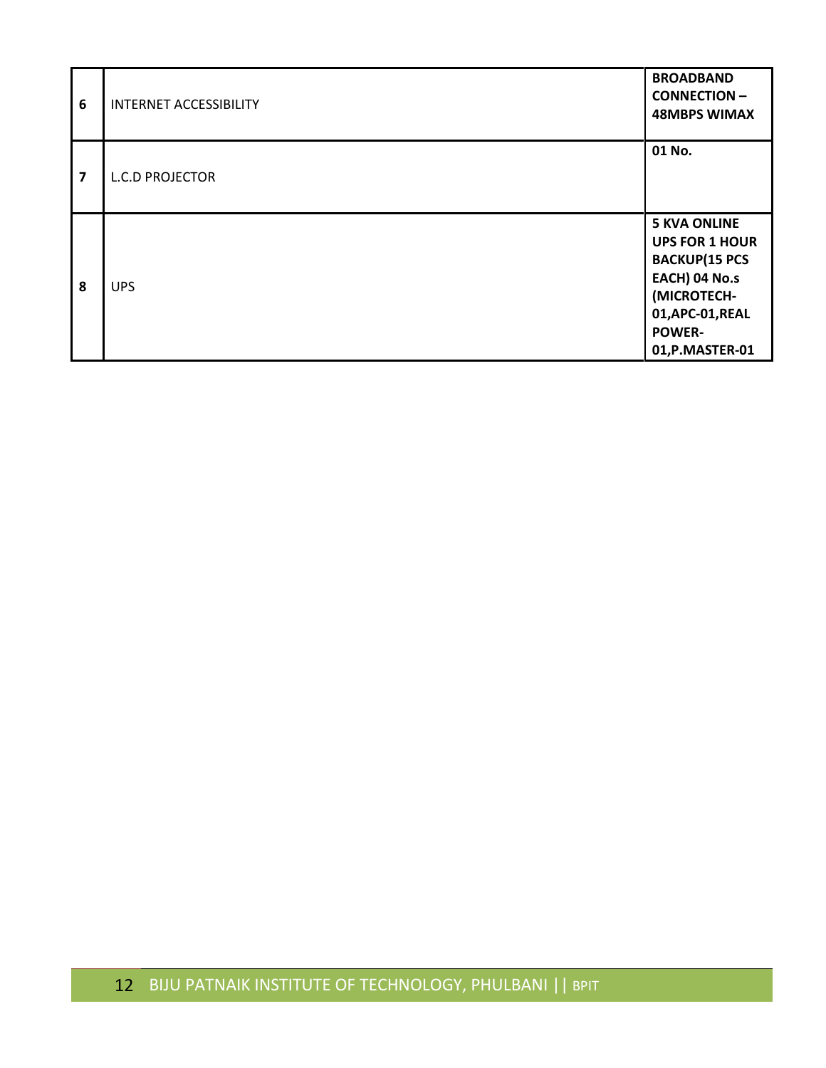| | | |
|---|---|---|
| **6** | INTERNET ACCESSIBILITY | **BROADBAND CONNECTION – 48MBPS WIMAX** |
| **7** | L.C.D PROJECTOR | **01 No.** |
| **8** | UPS | **5 KVA ONLINE UPS FOR 1 HOUR BACKUP(15 PCS EACH) 04 No.s (MICROTECH-01,APC-01,REAL POWER-01,P.MASTER-01** |